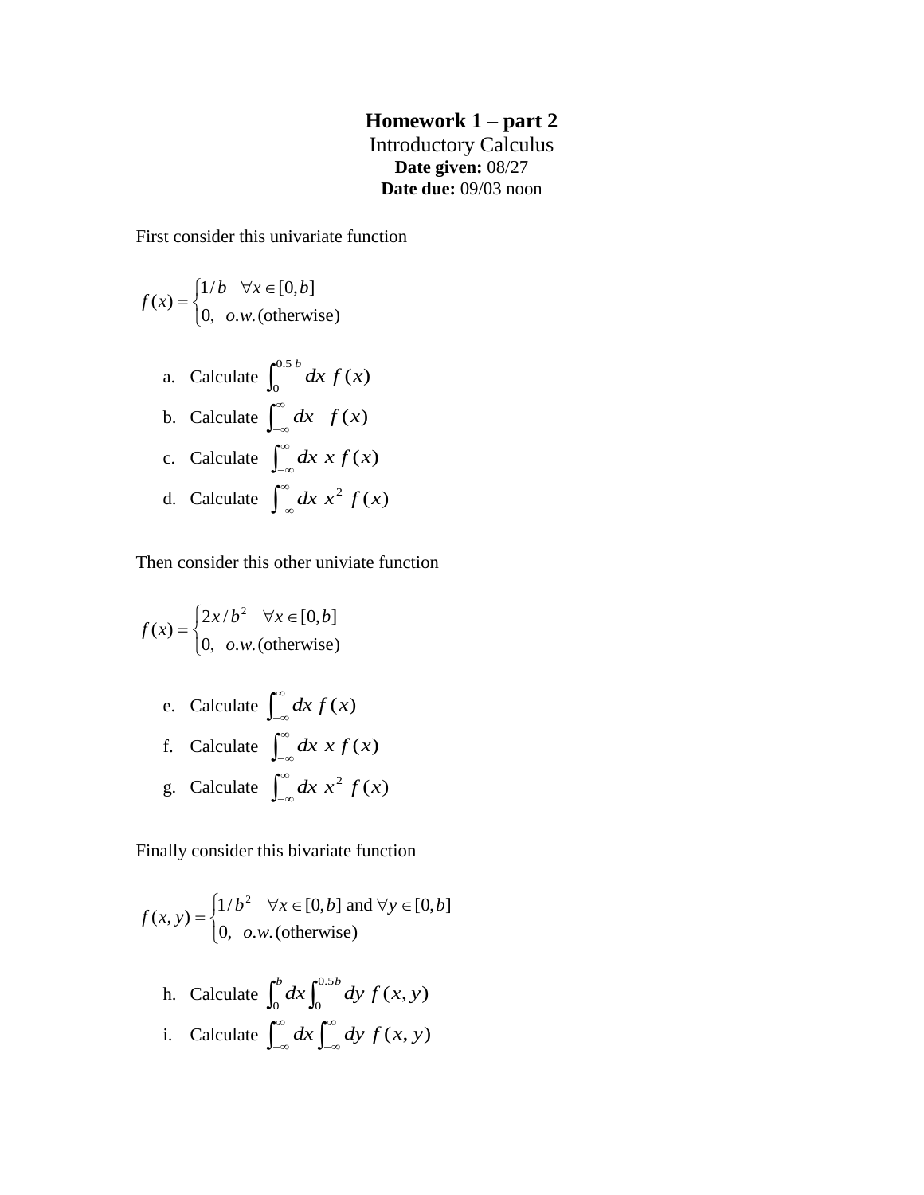**Homework 1 – part 2**

Introductory Calculus

**Date given:** 08/27

**Date due:** 09/03 noon

First consider this univariate function

$$f(x) = \begin{cases} 1/b & \forall x \in [0,b] \\ 0, & o.w.\text{(otherwise)} \end{cases}$$

a. Calculate $\int_0^{0.5\,b} dx\, f(x)$

b. Calculate $\int_{-\infty}^{\infty} dx \quad f(x)$

c. Calculate $\int_{-\infty}^{\infty} dx\; x\, f(x)$

d. Calculate $\int_{-\infty}^{\infty} dx\; x^2\; f(x)$

Then consider this other univiate function

$$f(x) = \begin{cases} 2x/b^2 & \forall x \in [0,b] \\ 0, & o.w.\text{(otherwise)} \end{cases}$$

e. Calculate $\int_{-\infty}^{\infty} dx\; f(x)$

f. Calculate $\int_{-\infty}^{\infty} dx\; x\, f(x)$

g. Calculate $\int_{-\infty}^{\infty} dx\; x^2\; f(x)$

Finally consider this bivariate function

$$f(x,y) = \begin{cases} 1/b^2 & \forall x \in [0,b] \text{ and } \forall y \in [0,b] \\ 0, & o.w.\text{(otherwise)} \end{cases}$$

h. Calculate $\int_0^b dx \int_0^{0.5b} dy\; f(x,y)$

i. Calculate $\int_{-\infty}^{\infty} dx \int_{-\infty}^{\infty} dy\; f(x,y)$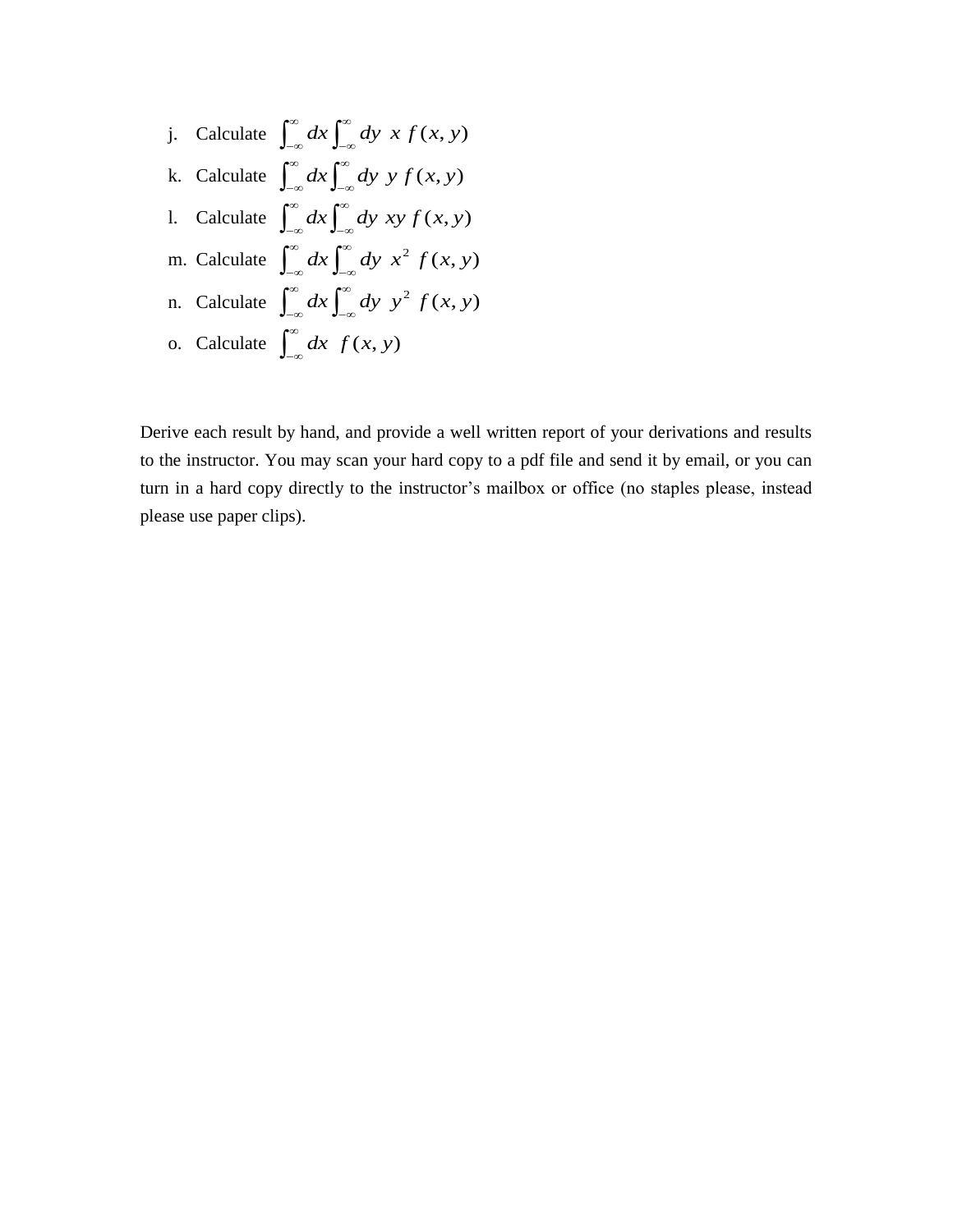j. Calculate $\int_{-\infty}^{\infty} dx \int_{-\infty}^{\infty} dy \;\; x\, f(x, y)$

k. Calculate $\int_{-\infty}^{\infty} dx \int_{-\infty}^{\infty} dy \;\; y\, f(x, y)$

l. Calculate $\int_{-\infty}^{\infty} dx \int_{-\infty}^{\infty} dy \;\; xy\, f(x, y)$

m. Calculate $\int_{-\infty}^{\infty} dx \int_{-\infty}^{\infty} dy \;\; x^2 \; f(x, y)$

n. Calculate $\int_{-\infty}^{\infty} dx \int_{-\infty}^{\infty} dy \;\; y^2 \; f(x, y)$

o. Calculate $\int_{-\infty}^{\infty} dx \;\; f(x, y)$

Derive each result by hand, and provide a well written report of your derivations and results to the instructor. You may scan your hard copy to a pdf file and send it by email, or you can turn in a hard copy directly to the instructor's mailbox or office (no staples please, instead please use paper clips).